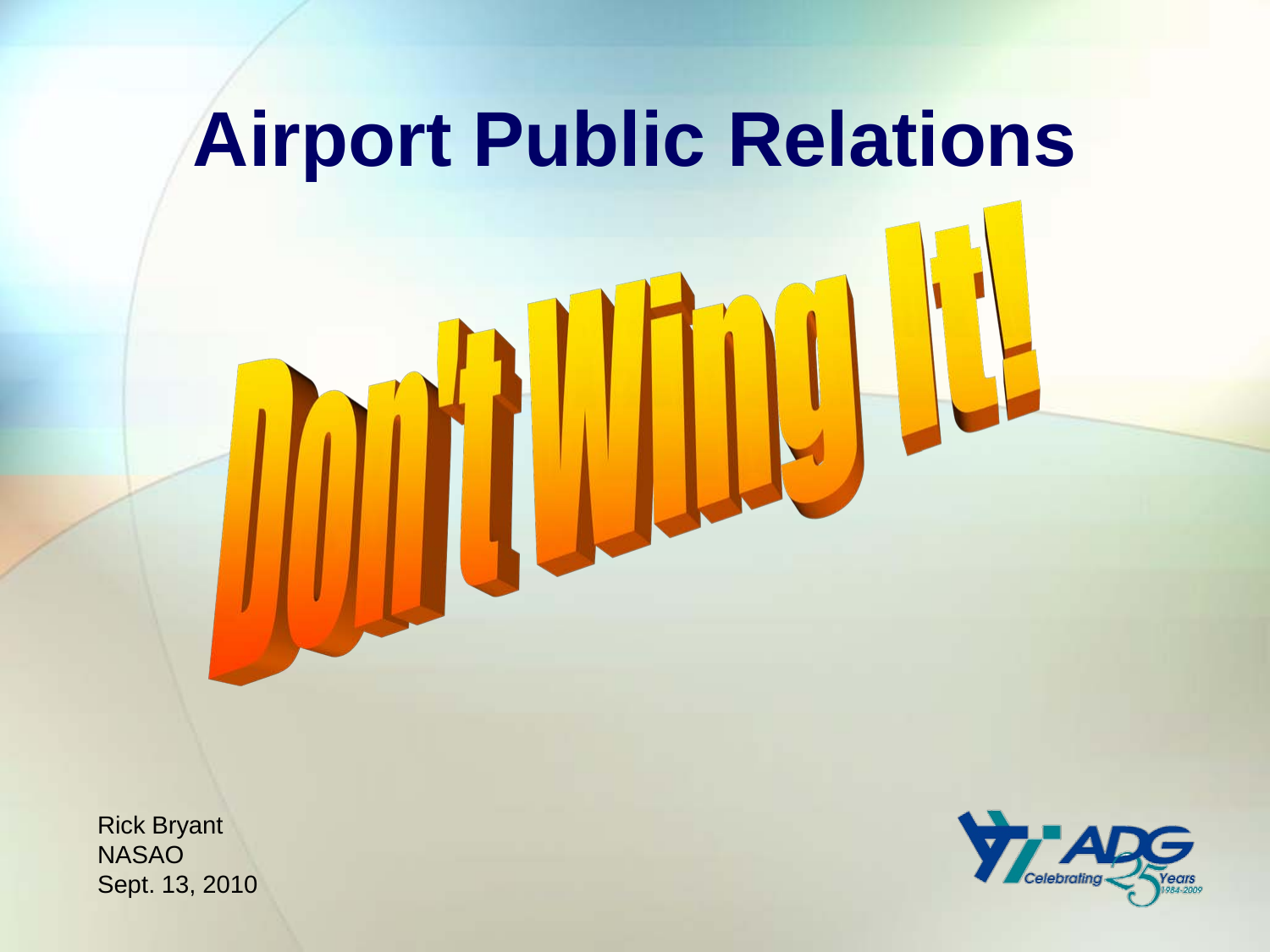# Airport Public Relations

## Don't Wing It!

Rick Bryant
NASAO
Sept. 13, 2010

ADG Celebrating 25 Years 1984-2009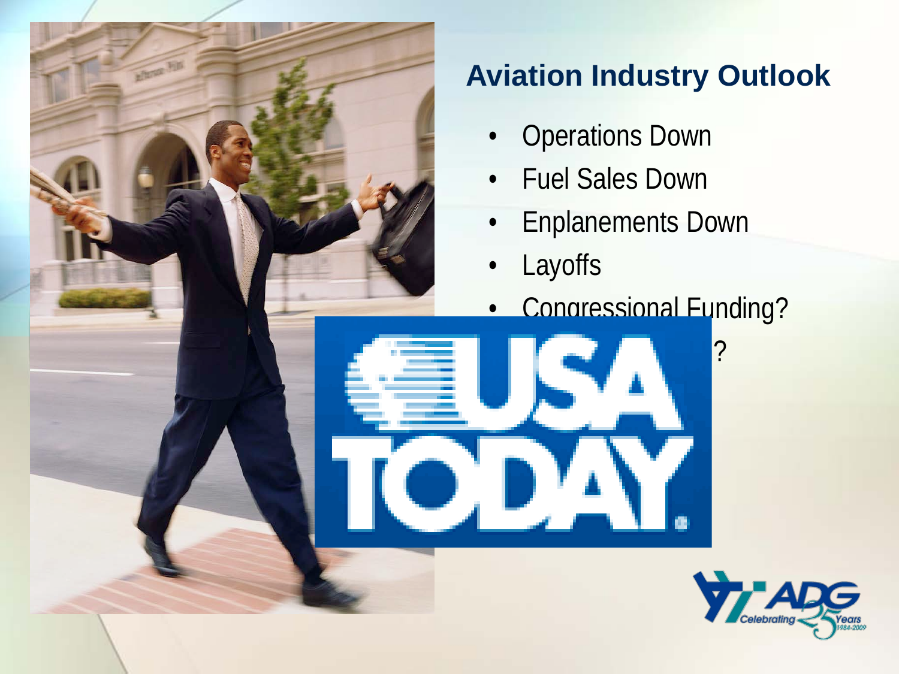## Aviation Industry Outlook

- Operations Down
- Fuel Sales Down
- Enplanements Down
- Layoffs
- Congressional Funding?
- ?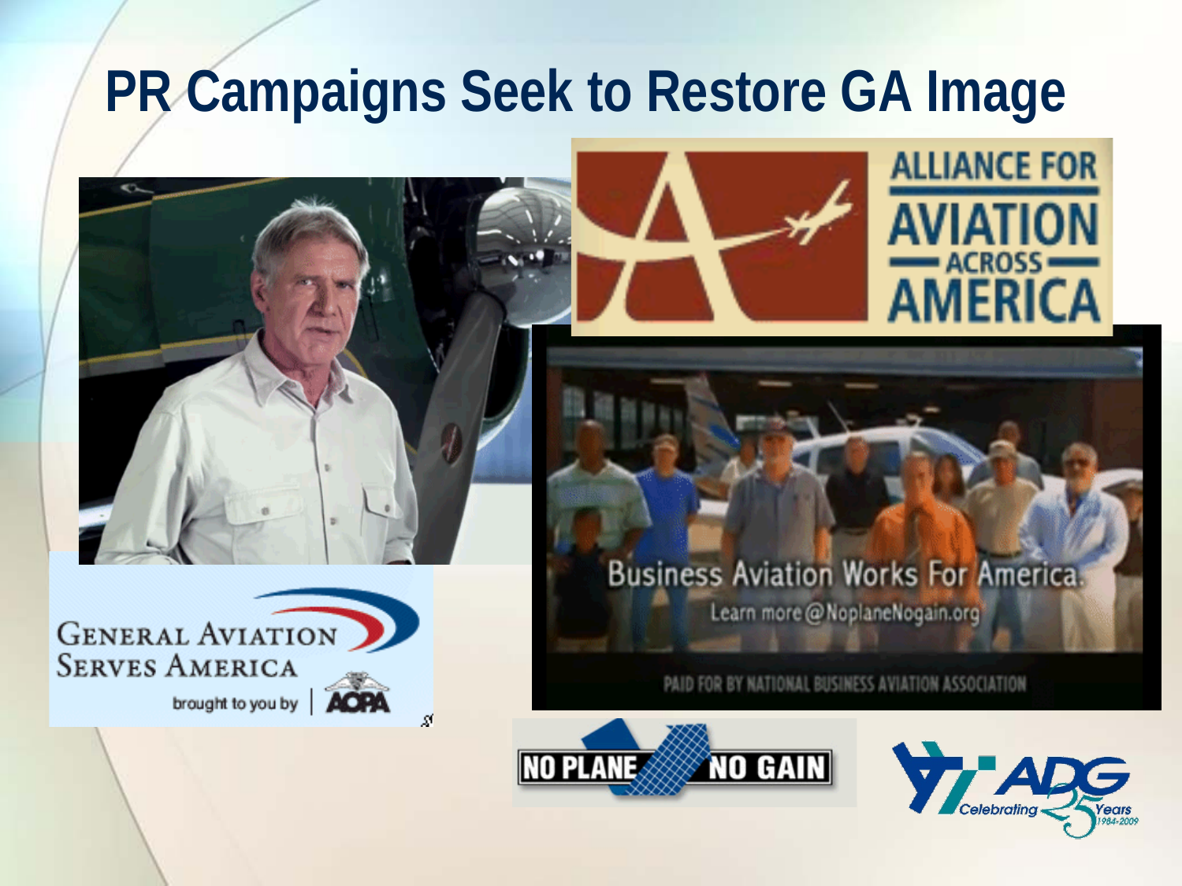# PR Campaigns Seek to Restore GA Image

ALLIANCE FOR AVIATION ACROSS AMERICA

GENERAL AVIATION SERVES AMERICA

brought to you by AOPA

Business Aviation Works For America.

Learn more @NoplaneNogain.org

PAID FOR BY NATIONAL BUSINESS AVIATION ASSOCIATION

NO PLANE NO GAIN

ADG Celebrating 25 Years 1984-2009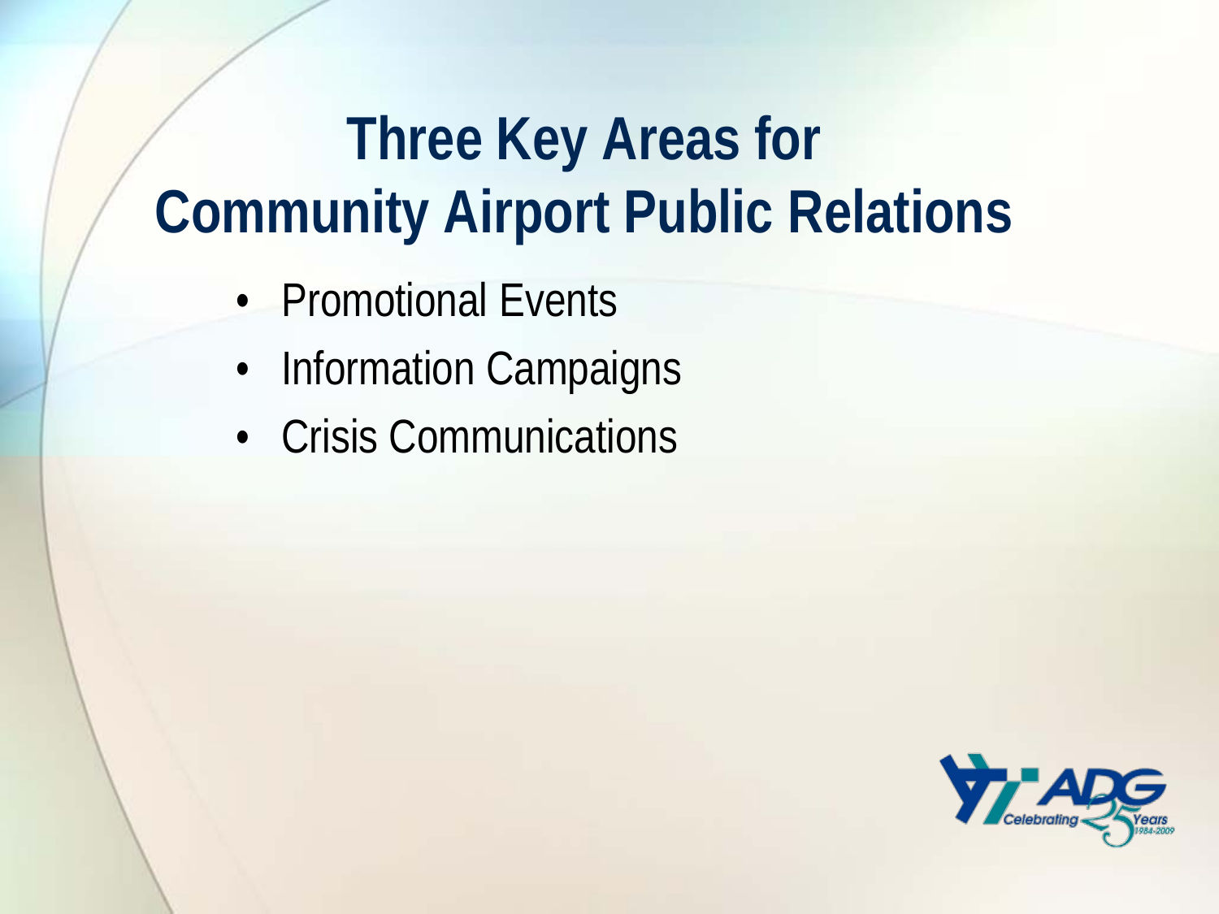# Three Key Areas for Community Airport Public Relations

- Promotional Events
- Information Campaigns
- Crisis Communications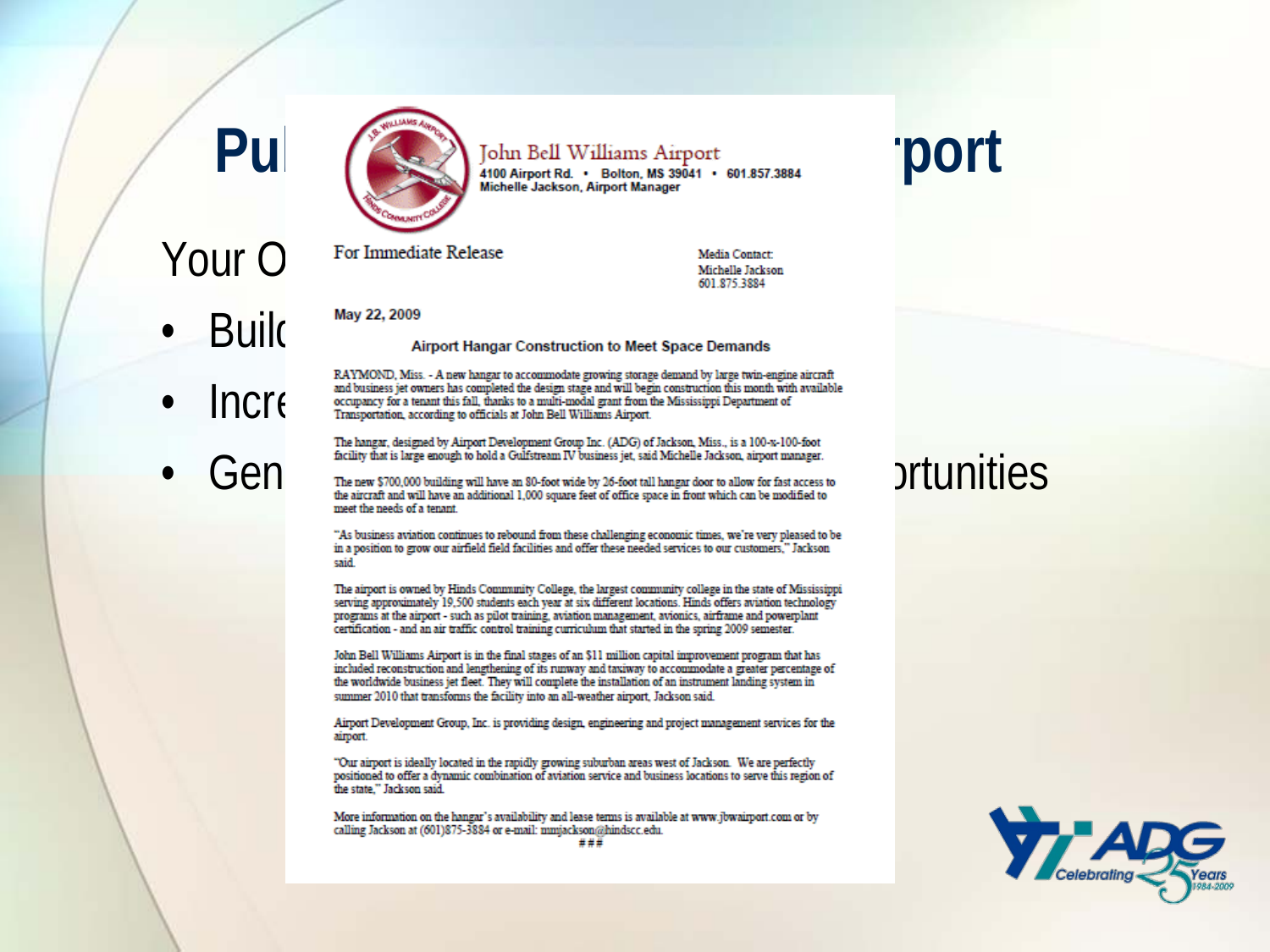# Pu... ...port

Your O...

- Buil...
- Incr...
- Gen... ...rtunities

John Bell Williams Airport
4100 Airport Rd. • Bolton, MS 39041 • 601.857.3884
Michelle Jackson, Airport Manager

For Immediate Release

Media Contact:
Michelle Jackson
601.875.3884

May 22, 2009

**Airport Hangar Construction to Meet Space Demands**

RAYMOND, Miss. - A new hangar to accommodate growing storage demand by large twin-engine aircraft and business jet owners has completed the design stage and will begin construction this month with available occupancy for a tenant this fall, thanks to a multi-modal grant from the Mississippi Department of Transportation, according to officials at John Bell Williams Airport.

The hangar, designed by Airport Development Group Inc. (ADG) of Jackson, Miss., is a 100-x-100-foot facility that is large enough to hold a Gulfstream IV business jet, said Michelle Jackson, airport manager.

The new $700,000 building will have an 80-foot wide by 26-foot tall hangar door to allow for fast access to the aircraft and will have an additional 1,000 square feet of office space in front which can be modified to meet the needs of a tenant.

"As business aviation continues to rebound from these challenging economic times, we're very pleased to be in a position to grow our airfield field facilities and offer these needed services to our customers," Jackson said.

The airport is owned by Hinds Community College, the largest community college in the state of Mississippi serving approximately 19,500 students each year at six different locations. Hinds offers aviation technology programs at the airport - such as pilot training, aviation management, avionics, airframe and powerplant certification - and an air traffic control training curriculum that started in the spring 2009 semester.

John Bell Williams Airport is in the final stages of an $11 million capital improvement program that has included reconstruction and lengthening of its runway and taxiway to accommodate a greater percentage of the worldwide business jet fleet. They will complete the installation of an instrument landing system in summer 2010 that transforms the facility into an all-weather airport, Jackson said.

Airport Development Group, Inc. is providing design, engineering and project management services for the airport.

"Our airport is ideally located in the rapidly growing suburban areas west of Jackson. We are perfectly positioned to offer a dynamic combination of aviation service and business locations to serve this region of the state," Jackson said.

More information on the hangar's availability and lease terms is available at www.jbwairport.com or by calling Jackson at (601)875-3884 or e-mail: mmjackson@hindscc.edu.

###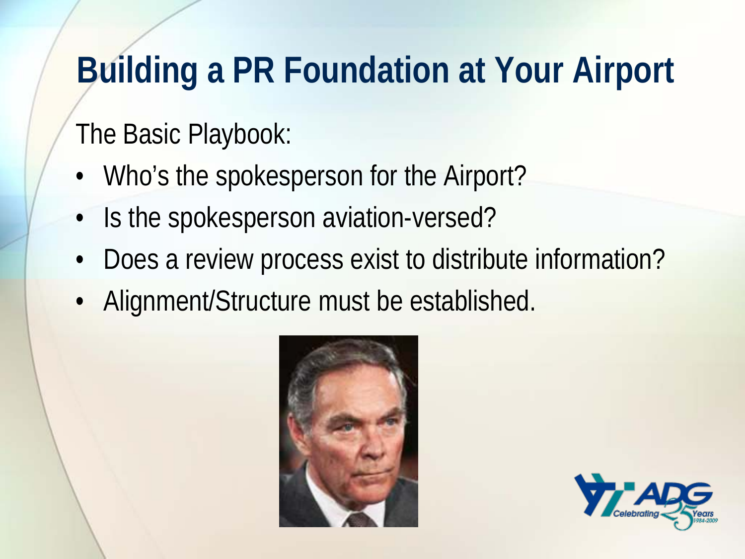# Building a PR Foundation at Your Airport

The Basic Playbook:

- Who's the spokesperson for the Airport?
- Is the spokesperson aviation-versed?
- Does a review process exist to distribute information?
- Alignment/Structure must be established.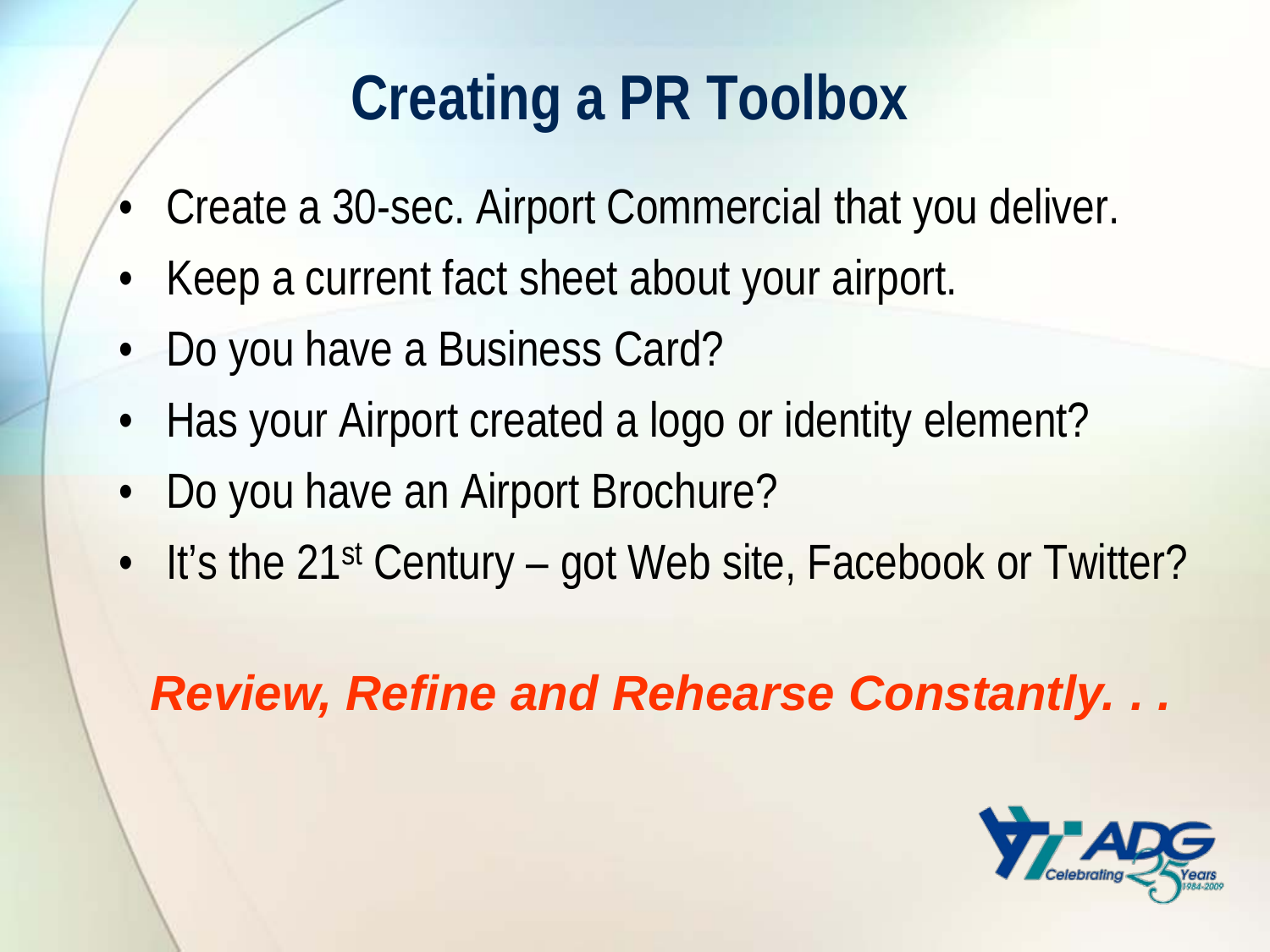# Creating a PR Toolbox

- Create a 30-sec. Airport Commercial that you deliver.
- Keep a current fact sheet about your airport.
- Do you have a Business Card?
- Has your Airport created a logo or identity element?
- Do you have an Airport Brochure?
- It's the 21st Century – got Web site, Facebook or Twitter?

***Review, Refine and Rehearse Constantly. . .***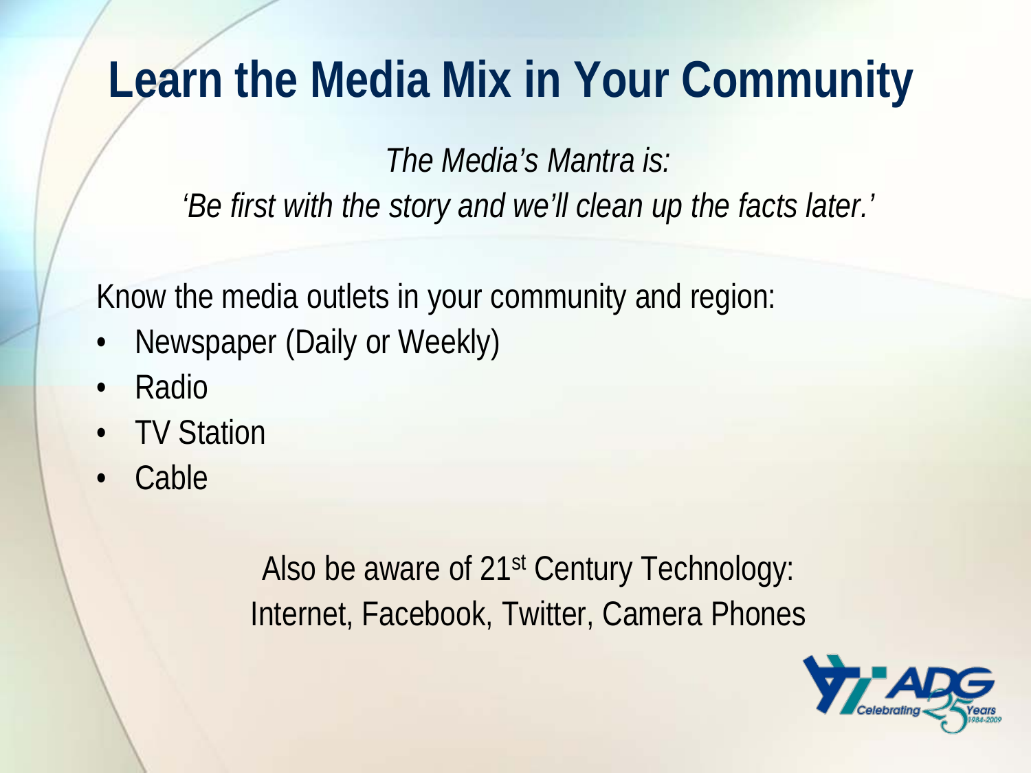# Learn the Media Mix in Your Community

*The Media's Mantra is:*

*'Be first with the story and we'll clean up the facts later.'*

Know the media outlets in your community and region:

- Newspaper (Daily or Weekly)
- Radio
- TV Station
- Cable

Also be aware of 21st Century Technology: Internet, Facebook, Twitter, Camera Phones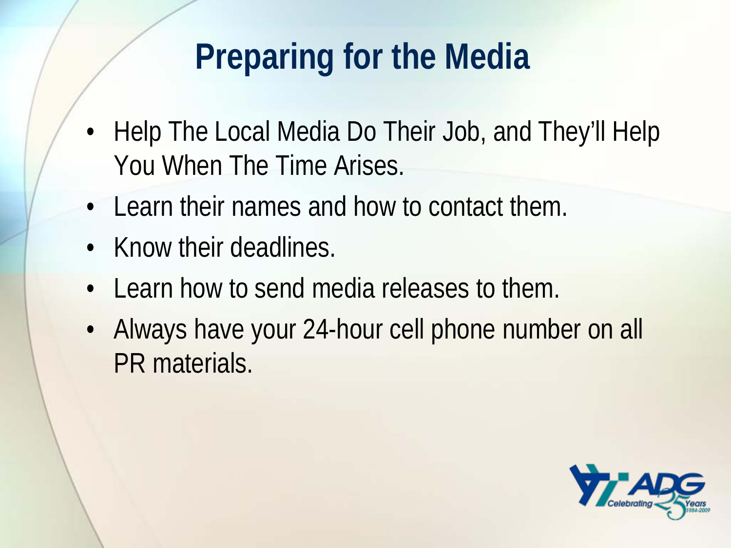# Preparing for the Media

- Help The Local Media Do Their Job, and They'll Help You When The Time Arises.
- Learn their names and how to contact them.
- Know their deadlines.
- Learn how to send media releases to them.
- Always have your 24-hour cell phone number on all PR materials.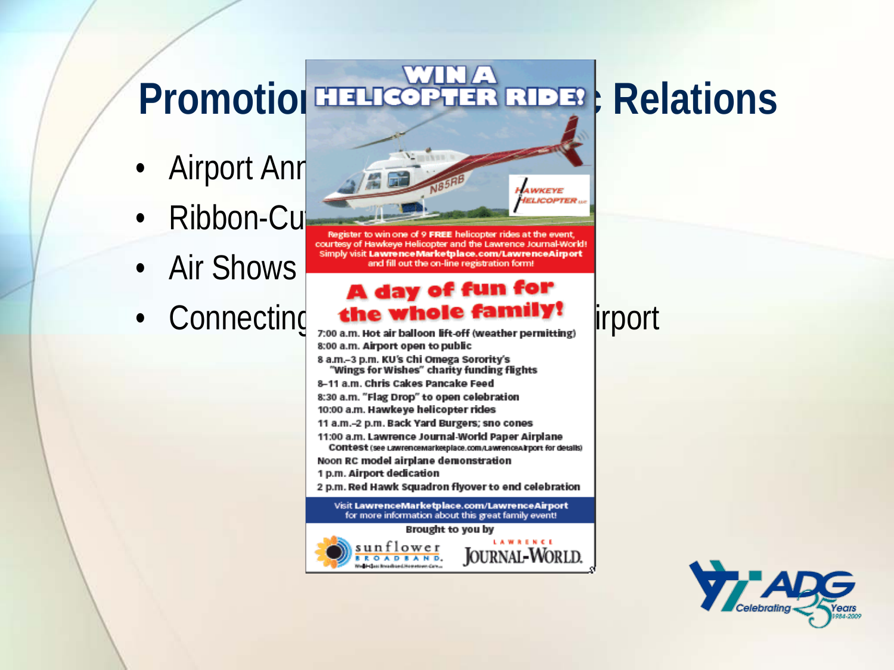# Promotio[n] ... Relations

- Airport Ann[...]
- Ribbon-Cu[...]
- Air Shows
- Connecting ... [A]irport

WIN A HELICOPTER RIDE!

HAWKEYE HELICOPTER LLC

Register to win one of 9 **FREE** helicopter rides at the event, courtesy of Hawkeye Helicopter and the Lawrence Journal-World! Simply visit **LawrenceMarketplace.com/LawrenceAirport** and fill out the on-line registration form!

**A day of fun for the whole family!**

7:00 a.m. Hot air balloon lift-off (weather permitting)
8:00 a.m. Airport open to public
8 a.m.–3 p.m. KU's Chi Omega Sorority's "Wings for Wishes" charity funding flights
8–11 a.m. Chris Cakes Pancake Feed
8:30 a.m. "Flag Drop" to open celebration
10:00 a.m. Hawkeye helicopter rides
11 a.m.–2 p.m. Back Yard Burgers; sno cones
11:00 a.m. Lawrence Journal-World Paper Airplane Contest (see LawrenceMarketplace.com/LawrenceAirport for details)
Noon RC model airplane demonstration
1 p.m. Airport dedication
2 p.m. Red Hawk Squadron flyover to end celebration

Visit **LawrenceMarketplace.com/LawrenceAirport** for more information about this great family event!

Brought to you by

sunflower BROADBAND · LAWRENCE JOURNAL-WORLD

ADG Celebrating 25 Years 1984-2009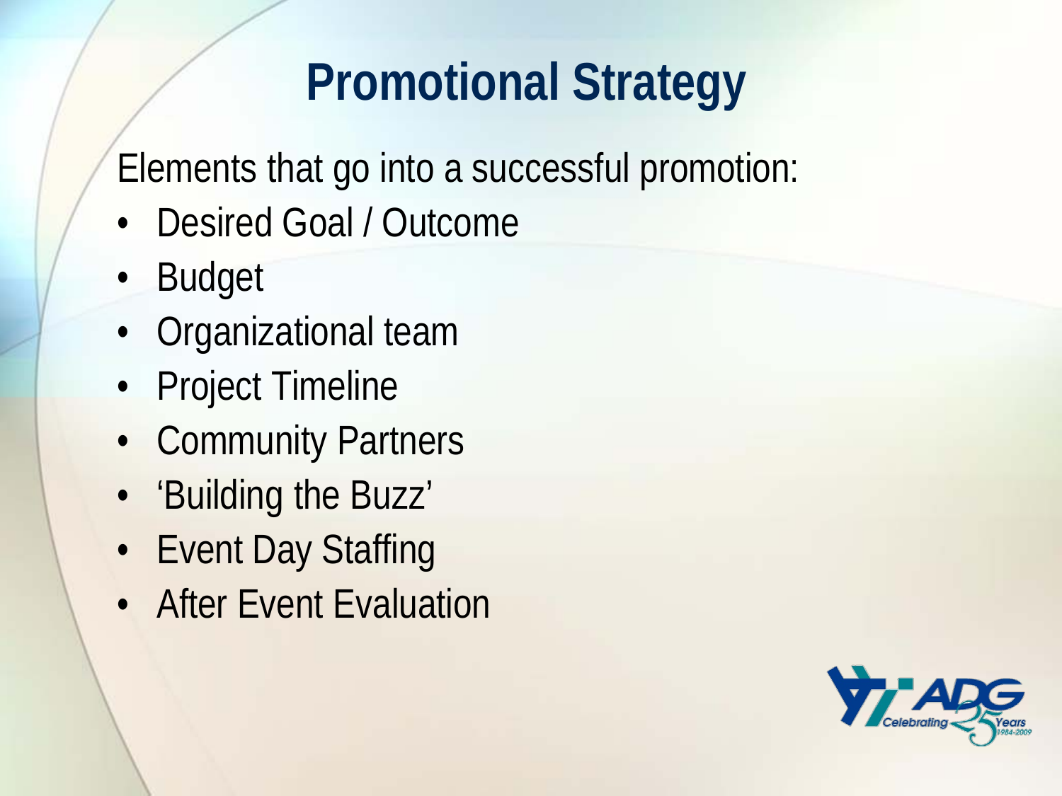# Promotional Strategy

Elements that go into a successful promotion:

- Desired Goal / Outcome
- Budget
- Organizational team
- Project Timeline
- Community Partners
- 'Building the Buzz'
- Event Day Staffing
- After Event Evaluation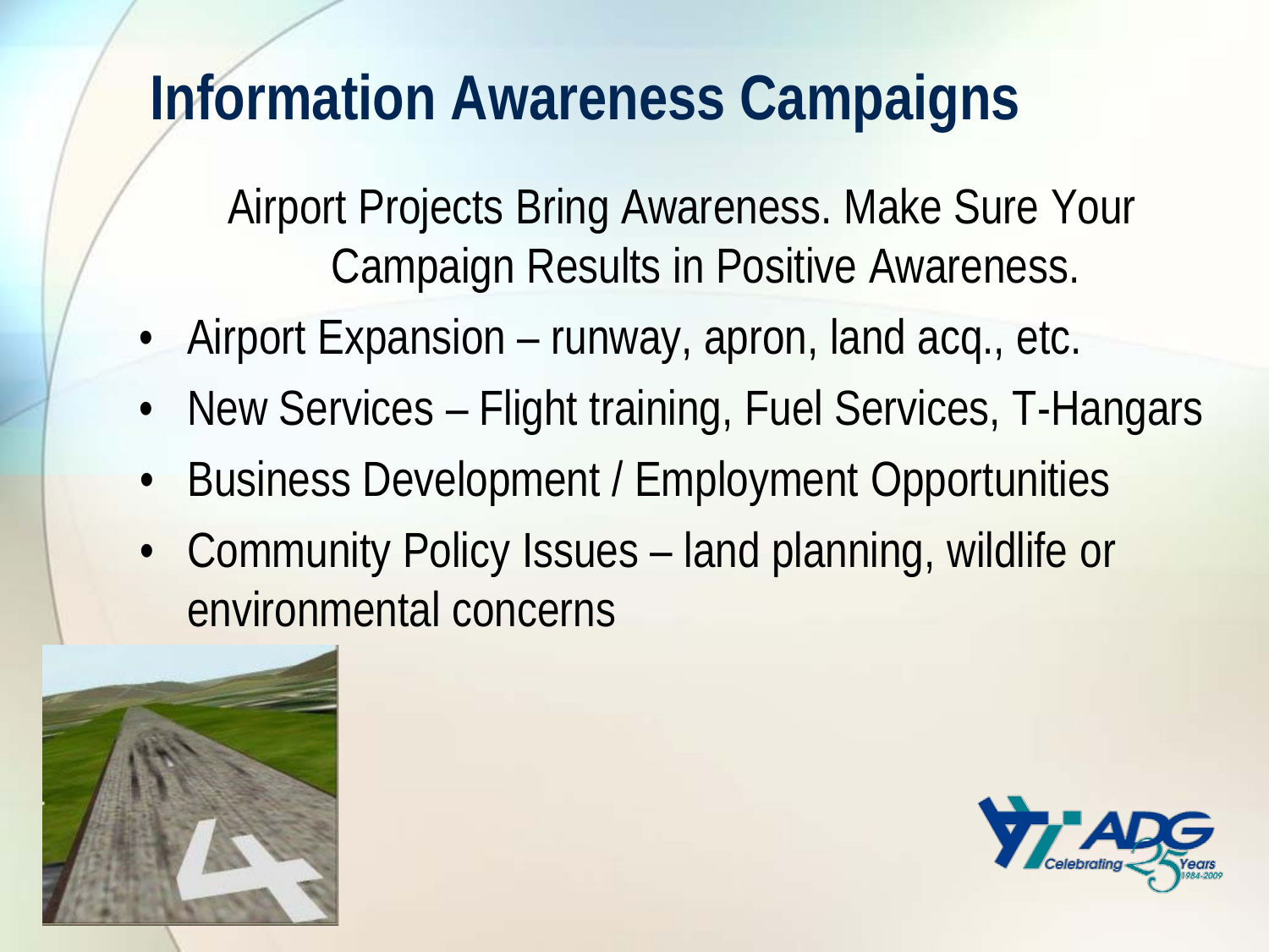# Information Awareness Campaigns

Airport Projects Bring Awareness. Make Sure Your Campaign Results in Positive Awareness.

- Airport Expansion – runway, apron, land acq., etc.
- New Services – Flight training, Fuel Services, T-Hangars
- Business Development / Employment Opportunities
- Community Policy Issues – land planning, wildlife or environmental concerns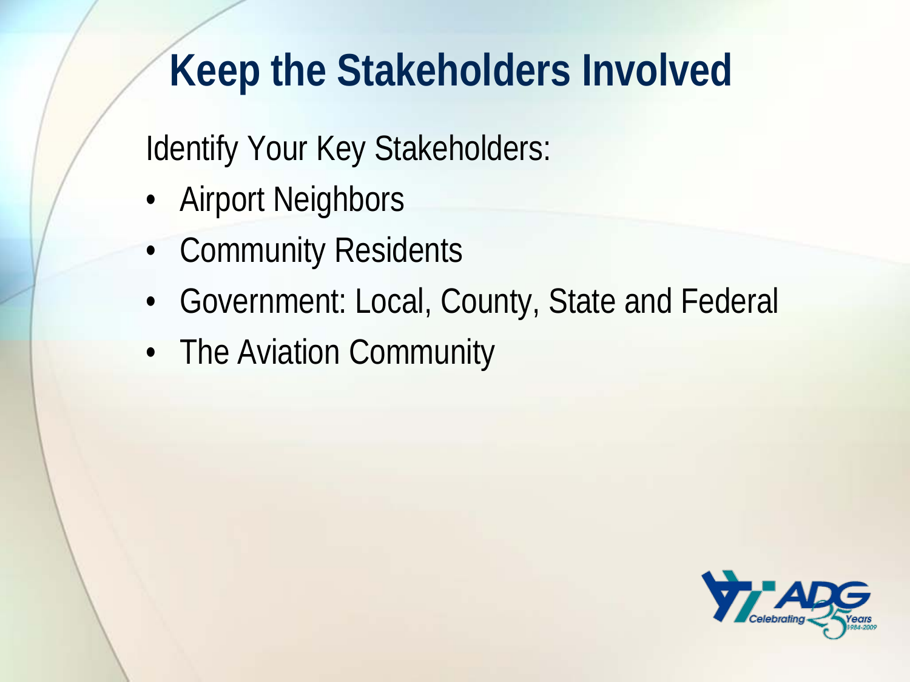# Keep the Stakeholders Involved

Identify Your Key Stakeholders:

- Airport Neighbors
- Community Residents
- Government: Local, County, State and Federal
- The Aviation Community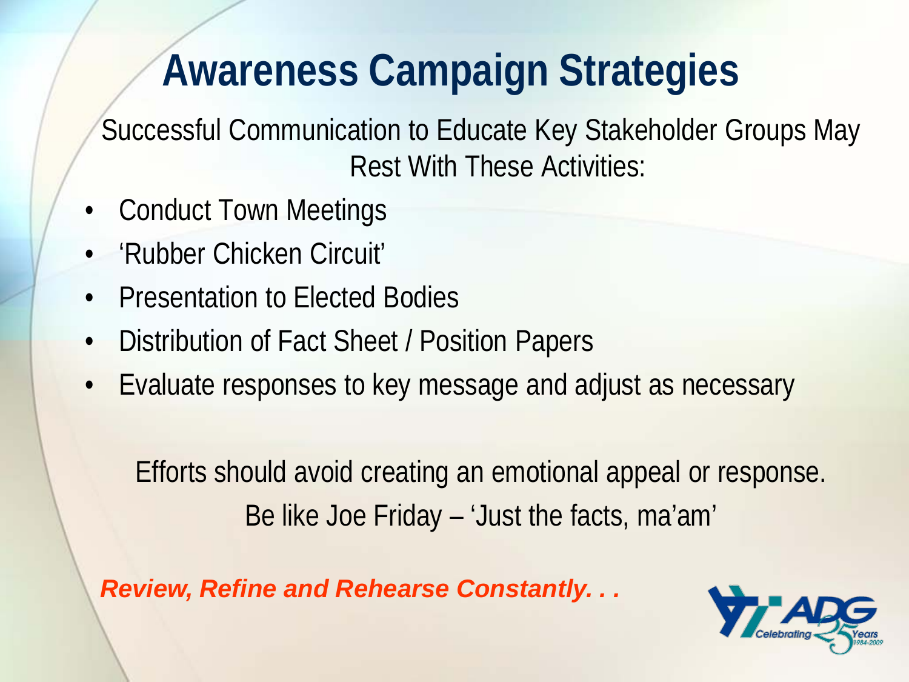# Awareness Campaign Strategies

Successful Communication to Educate Key Stakeholder Groups May Rest With These Activities:

- Conduct Town Meetings
- 'Rubber Chicken Circuit'
- Presentation to Elected Bodies
- Distribution of Fact Sheet / Position Papers
- Evaluate responses to key message and adjust as necessary

Efforts should avoid creating an emotional appeal or response.
Be like Joe Friday – 'Just the facts, ma'am'

***Review, Refine and Rehearse Constantly. . .***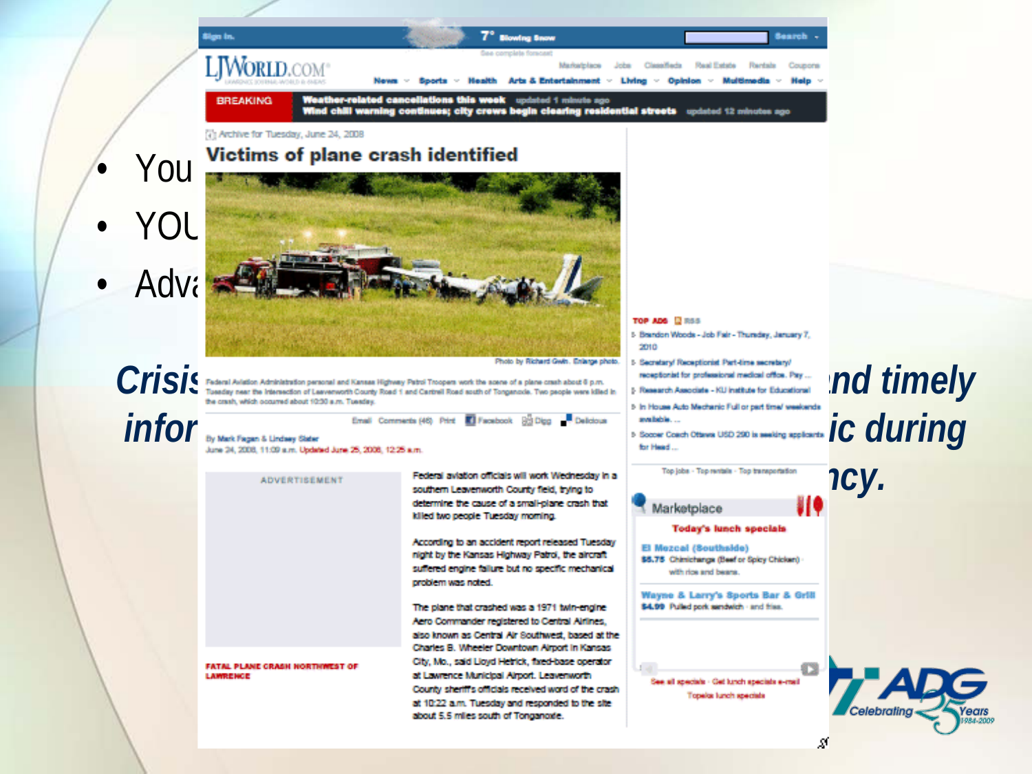Sign In. 7° Blowing Snow

See complete forecast

Search

LJWORLD.COM

LAWRENCE JOURNAL-WORLD & NEWS

Marketplace Jobs Classifieds Real Estate Rentals Coupons

News Sports Health Arts & Entertainment Living Opinion Multimedia Help

BREAKING

**Weather-related cancellations this week** updated 1 minute ago

**Wind chill warning continues; city crews begin clearing residential streets** updated 12 minutes ago

Archive for Tuesday, June 24, 2008

# Victims of plane crash identified

Photo by Richard Gwin. Enlarge photo.

Federal Aviation Administration personnel and Kansas Highway Patrol Troopers work the scene of a plane crash about 6 p.m. Tuesday near the intersection of Leavenworth County Road 1 and Cantrell Road south of Tonganoxie. Two people were killed in the crash, which occurred about 10:30 a.m. Tuesday.

Email Comments (46) Print Facebook Digg Delicious

By Mark Fagan & Lindsey Slater

June 24, 2008, 11:09 a.m. Updated June 25, 2008, 12:25 a.m.

ADVERTISEMENT

FATAL PLANE CRASH NORTHWEST OF LAWRENCE

Federal aviation officials will work Wednesday in a southern Leavenworth County field, trying to determine the cause of a small-plane crash that killed two people Tuesday morning.

According to an accident report released Tuesday night by the Kansas Highway Patrol, the aircraft suffered engine failure but no specific mechanical problem was noted.

The plane that crashed was a 1971 twin-engine Aero Commander registered to Central Airlines, also known as Central Air Southwest, based at the Charles B. Wheeler Downtown Airport in Kansas City, Mo., said Lloyd Hetrick, fixed-base operator at Lawrence Municipal Airport. Leavenworth County sheriff's officials received word of the crash at 10:22 a.m. Tuesday and responded to the site about 5.5 miles south of Tonganoxie.

TOP ADS RSS

- Brandon Woods - Job Fair - Thursday, January 7, 2010
- Secretary/ Receptionist Part-time secretary/ receptionist for professional medical office. Pay ...
- Research Associate - KU Institute for Educational
- In House Auto Mechanic Full or part time/ weekends available. ...
- Soccer Coach Ottawa USD 290 is seeking applicants for Head ...

Top jobs · Top rentals · Top transportation

Marketplace

**Today's lunch specials**

**El Mezcal (Southside)**
**$5.75** Chimichanga (Beef or Spicy Chicken) · with rice and beans.

**Wayne & Larry's Sports Bar & Grill**
**$4.99** Pulled pork sandwich · and fries.

See all specials · Get lunch specials e-mail
Topeka lunch specials

- You
- YOU
- Adva

***Crisis ... and timely infor... ic during ... ncy.***

ADG Celebrating 25 Years 1984-2009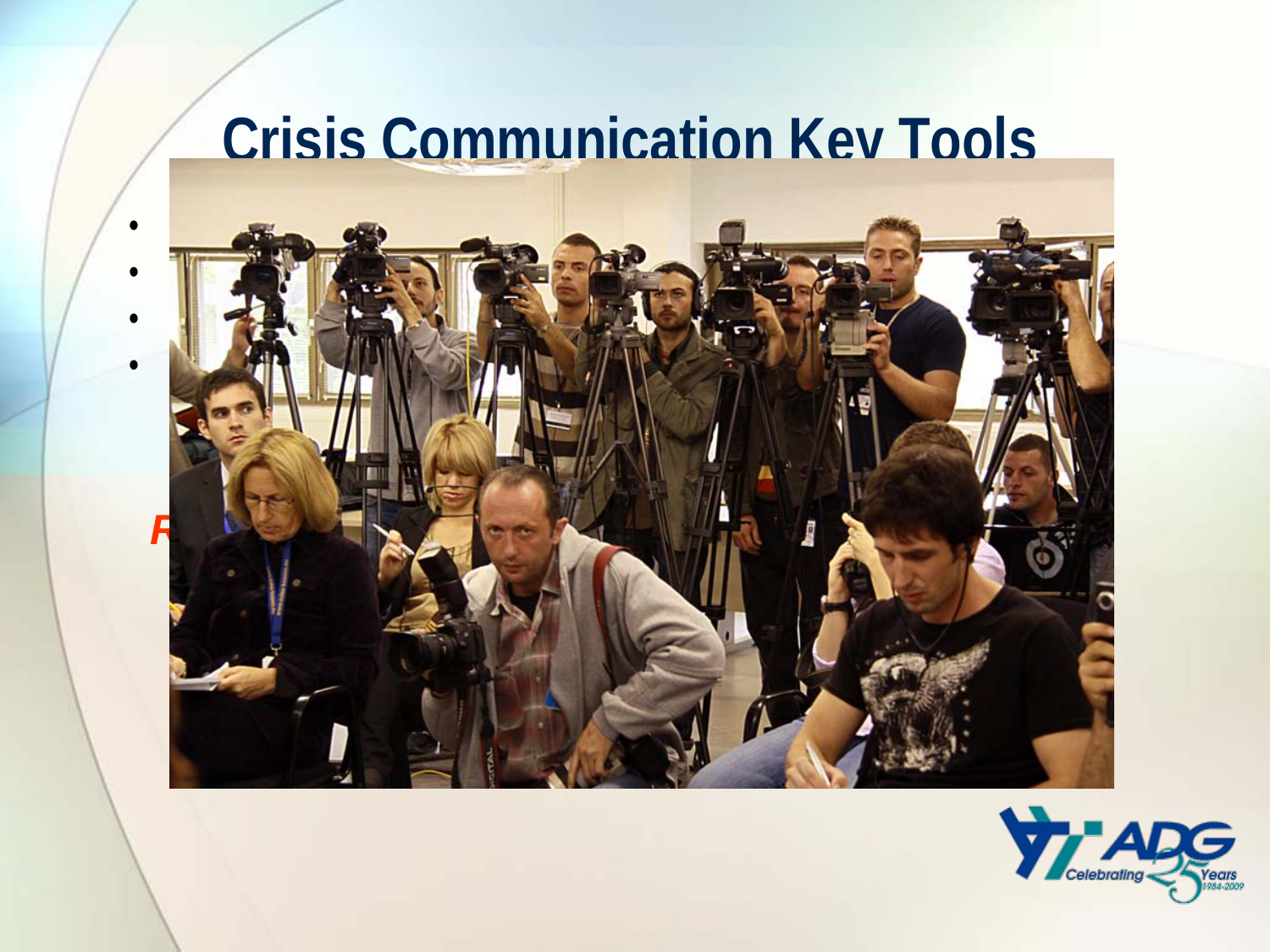# Crisis Communication Key Tools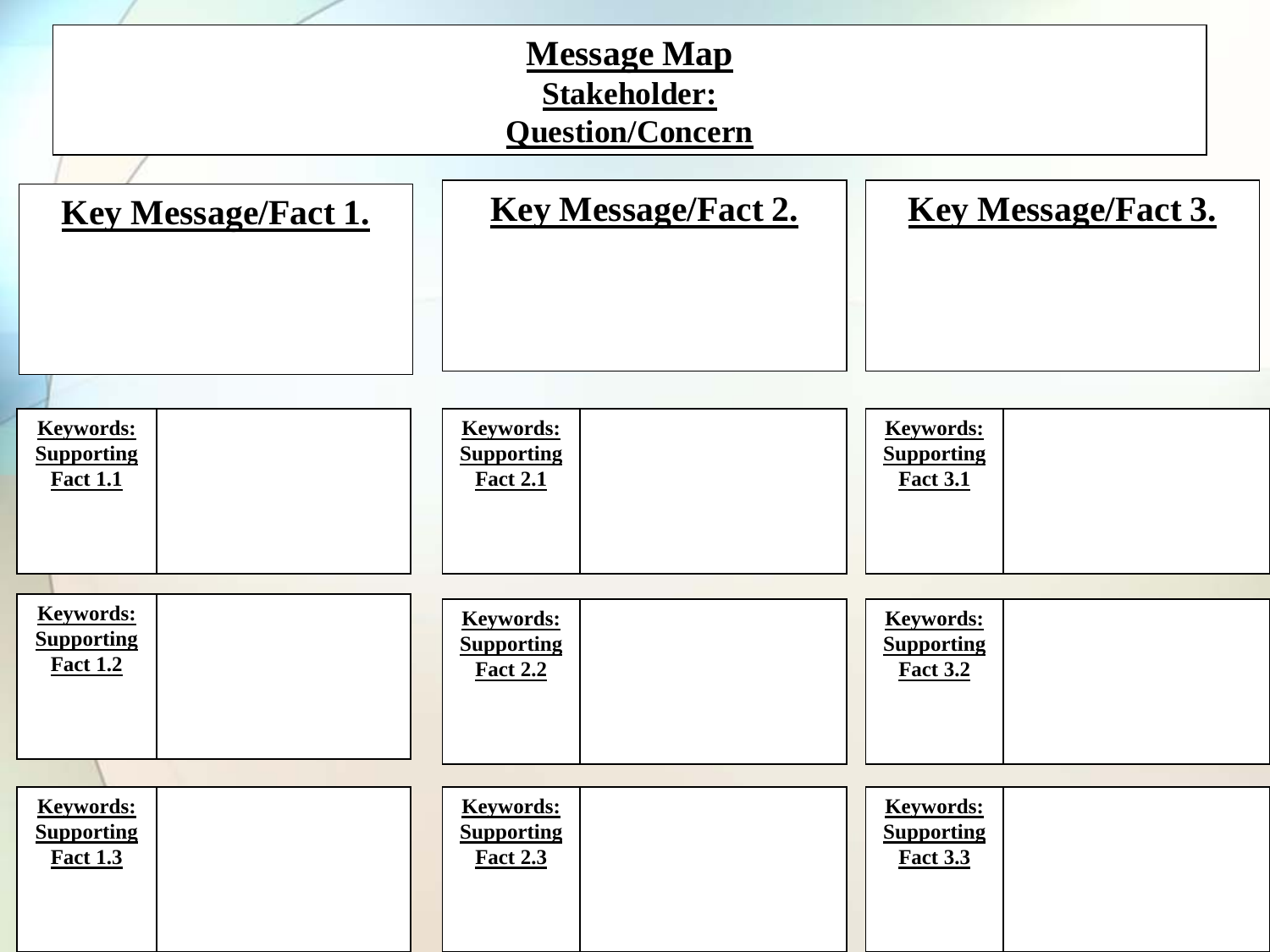# Message Map

**Stakeholder:**

**Question/Concern**

| Key Message/Fact 1. | | Key Message/Fact 2. | | Key Message/Fact 3. | |
|---|---|---|---|---|---|
| **Keywords: Supporting Fact 1.1** | | **Keywords: Supporting Fact 2.1** | | **Keywords: Supporting Fact 3.1** | |
| **Keywords: Supporting Fact 1.2** | | **Keywords: Supporting Fact 2.2** | | **Keywords: Supporting Fact 3.2** | |
| **Keywords: Supporting Fact 1.3** | | **Keywords: Supporting Fact 2.3** | | **Keywords: Supporting Fact 3.3** | |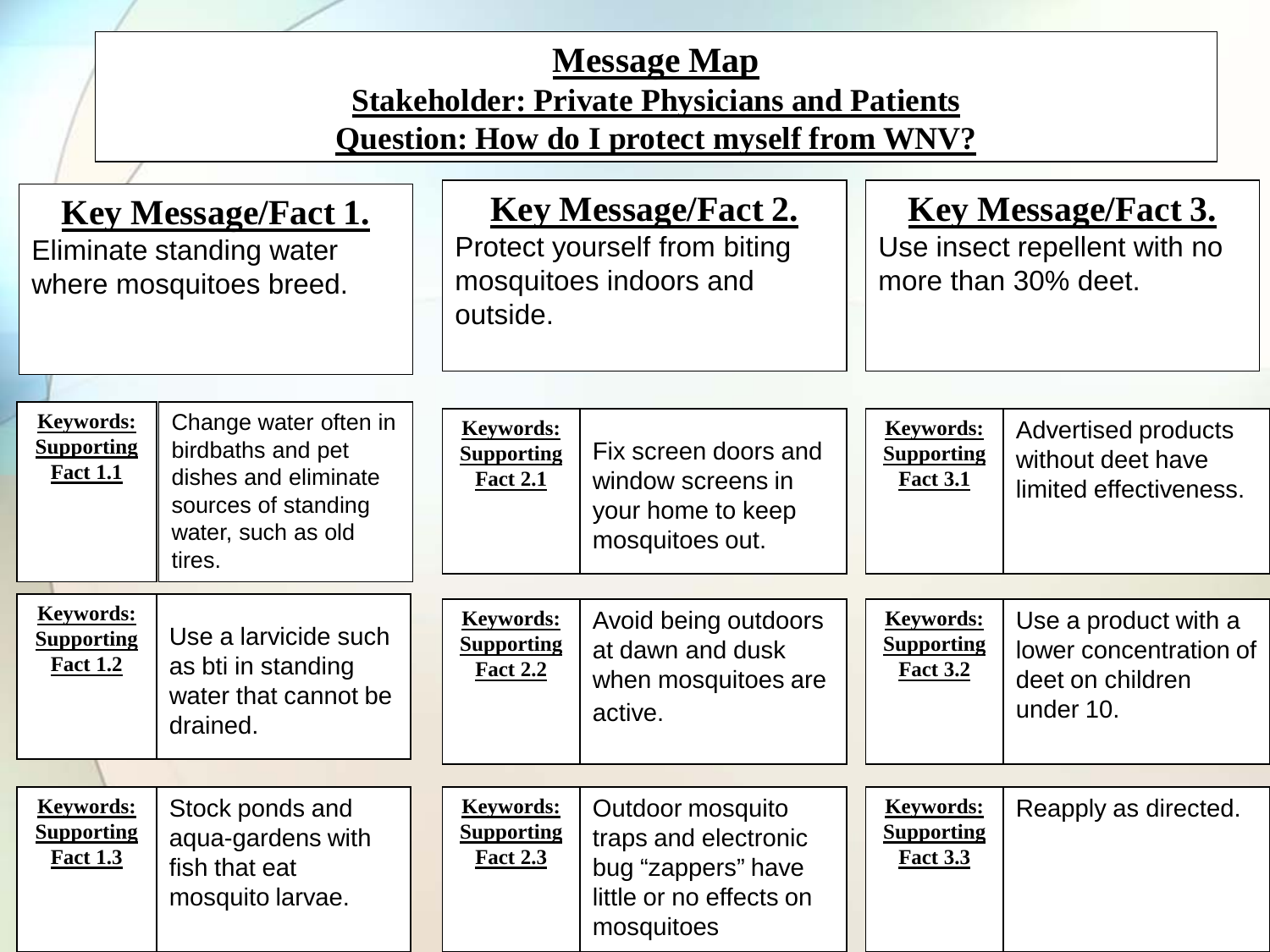# Message Map

## Stakeholder: Private Physicians and Patients

## Question: How do I protect myself from WNV?

| Key Message/Fact 1. | Key Message/Fact 2. | Key Message/Fact 3. |
|---|---|---|
| Eliminate standing water where mosquitoes breed. | Protect yourself from biting mosquitoes indoors and outside. | Use insect repellent with no more than 30% deet. |

| Keywords: Supporting Fact 1.1 | Change water often in birdbaths and pet dishes and eliminate sources of standing water, such as old tires. |
|---|---|
| **Keywords: Supporting Fact 1.2** | Use a larvicide such as bti in standing water that cannot be drained. |
| **Keywords: Supporting Fact 1.3** | Stock ponds and aqua-gardens with fish that eat mosquito larvae. |

| Keywords: Supporting Fact 2.1 | Fix screen doors and window screens in your home to keep mosquitoes out. |
|---|---|
| **Keywords: Supporting Fact 2.2** | Avoid being outdoors at dawn and dusk when mosquitoes are active. |
| **Keywords: Supporting Fact 2.3** | Outdoor mosquito traps and electronic bug “zappers” have little or no effects on mosquitoes |

| Keywords: Supporting Fact 3.1 | Advertised products without deet have limited effectiveness. |
|---|---|
| **Keywords: Supporting Fact 3.2** | Use a product with a lower concentration of deet on children under 10. |
| **Keywords: Supporting Fact 3.3** | Reapply as directed. |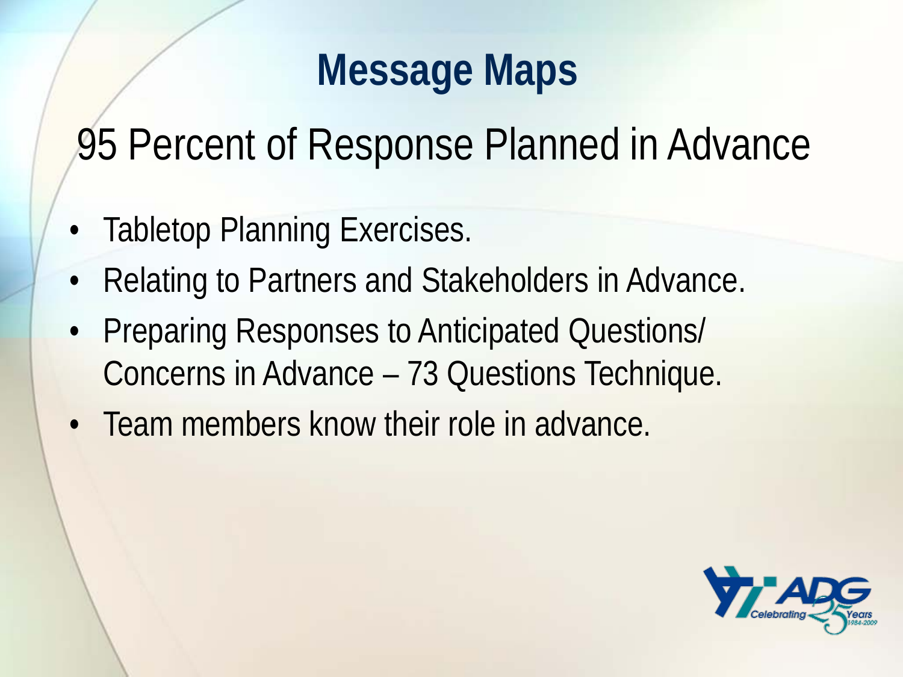# Message Maps

## 95 Percent of Response Planned in Advance

- Tabletop Planning Exercises.
- Relating to Partners and Stakeholders in Advance.
- Preparing Responses to Anticipated Questions/ Concerns in Advance – 73 Questions Technique.
- Team members know their role in advance.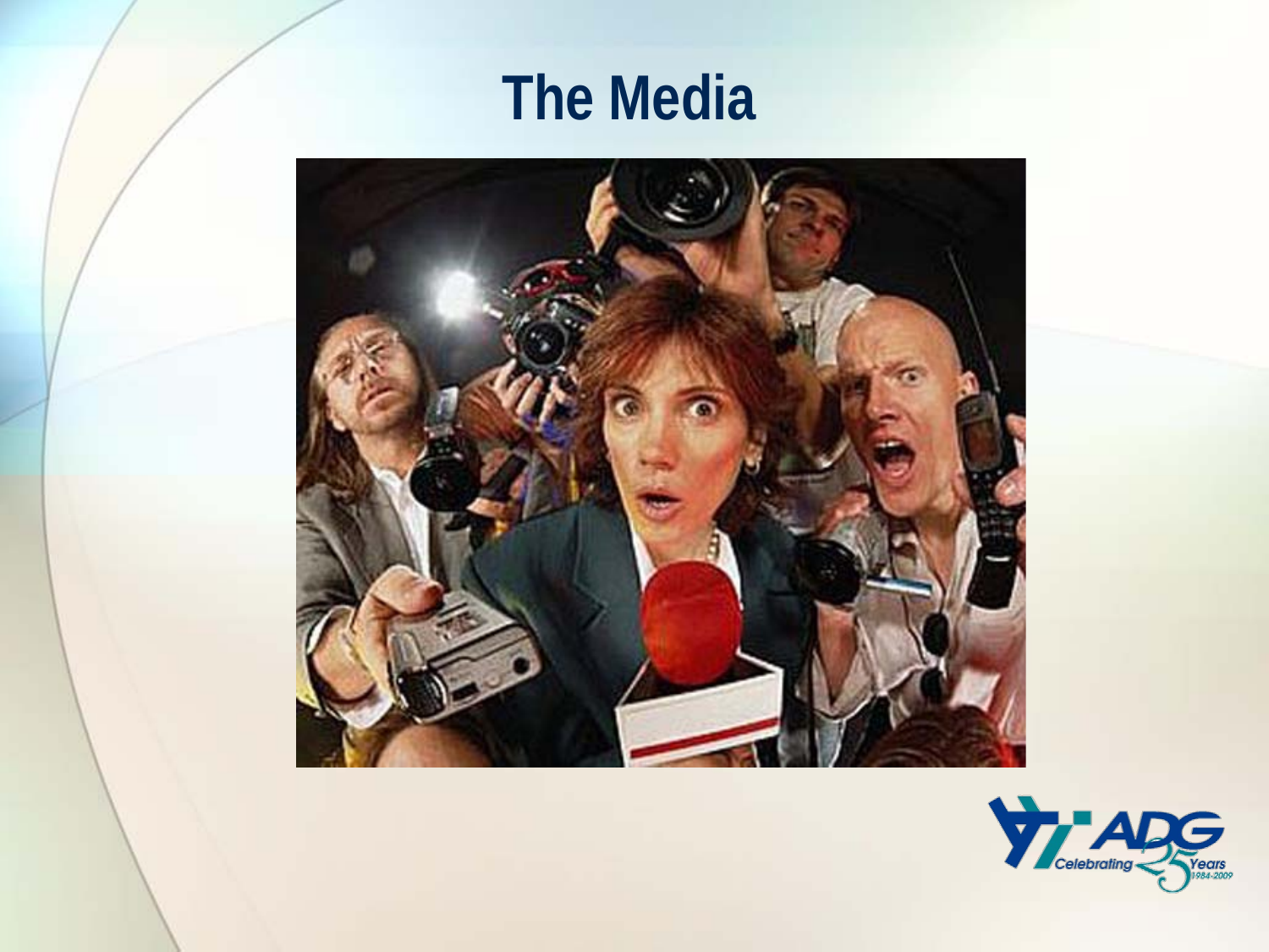# The Media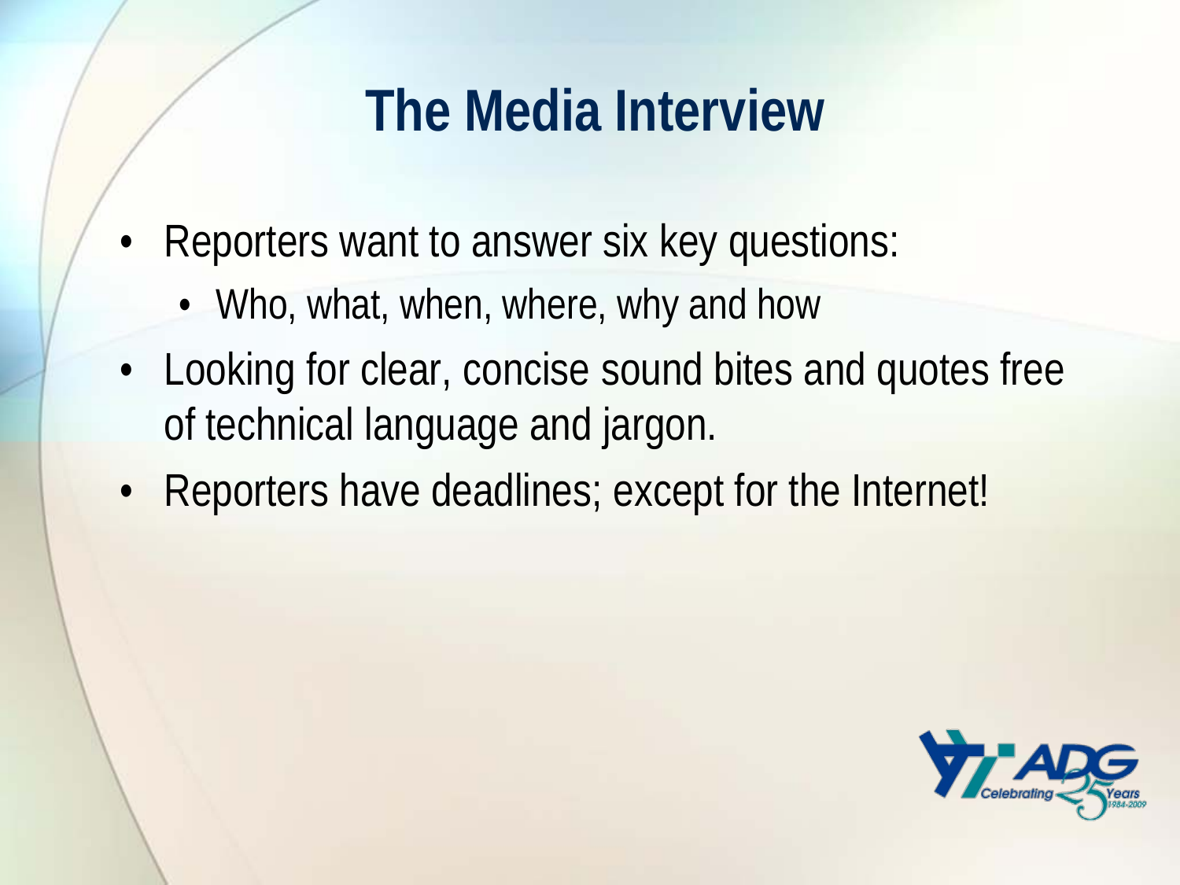# The Media Interview

- Reporters want to answer six key questions:
  - Who, what, when, where, why and how
- Looking for clear, concise sound bites and quotes free of technical language and jargon.
- Reporters have deadlines; except for the Internet!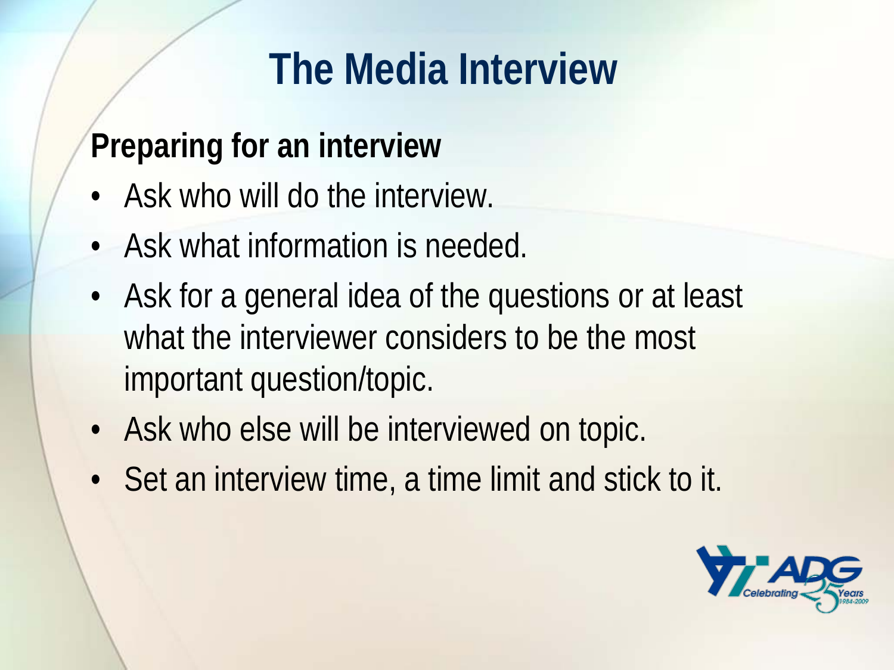# The Media Interview

## Preparing for an interview

- Ask who will do the interview.
- Ask what information is needed.
- Ask for a general idea of the questions or at least what the interviewer considers to be the most important question/topic.
- Ask who else will be interviewed on topic.
- Set an interview time, a time limit and stick to it.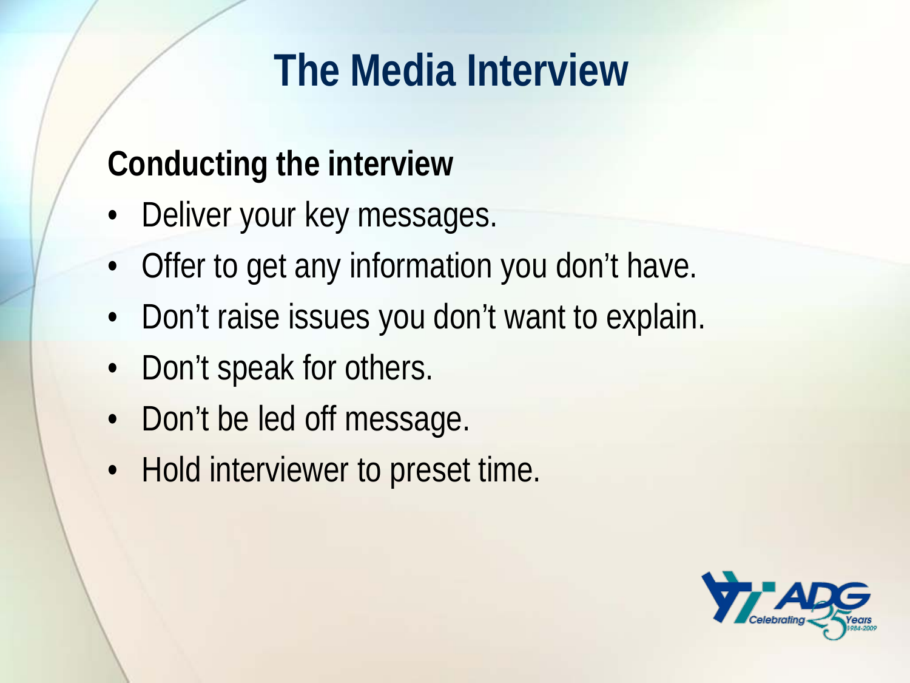# The Media Interview

**Conducting the interview**

- Deliver your key messages.
- Offer to get any information you don't have.
- Don't raise issues you don't want to explain.
- Don't speak for others.
- Don't be led off message.
- Hold interviewer to preset time.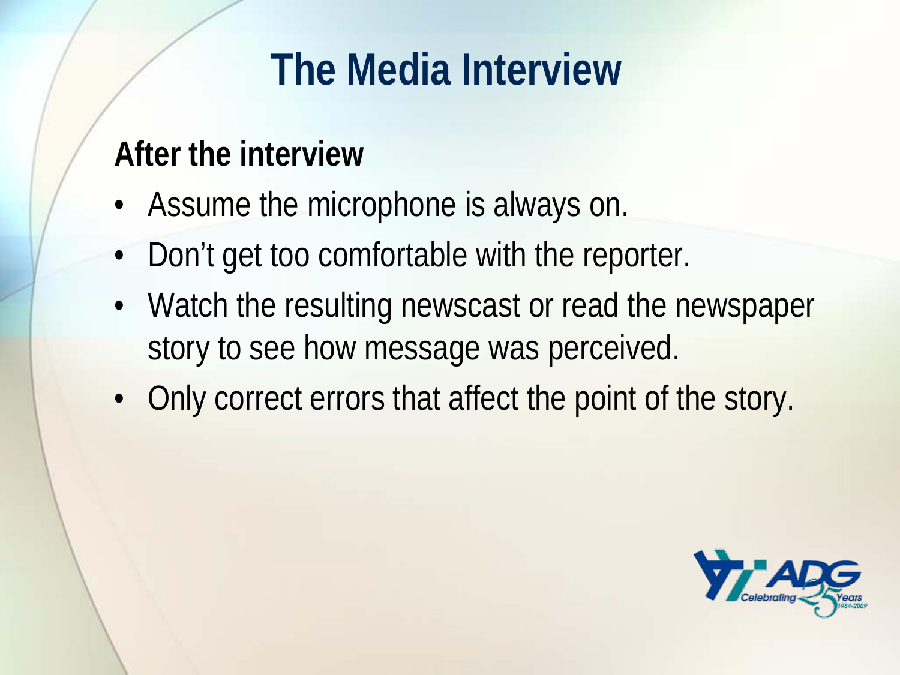# The Media Interview

## After the interview

- Assume the microphone is always on.
- Don't get too comfortable with the reporter.
- Watch the resulting newscast or read the newspaper story to see how message was perceived.
- Only correct errors that affect the point of the story.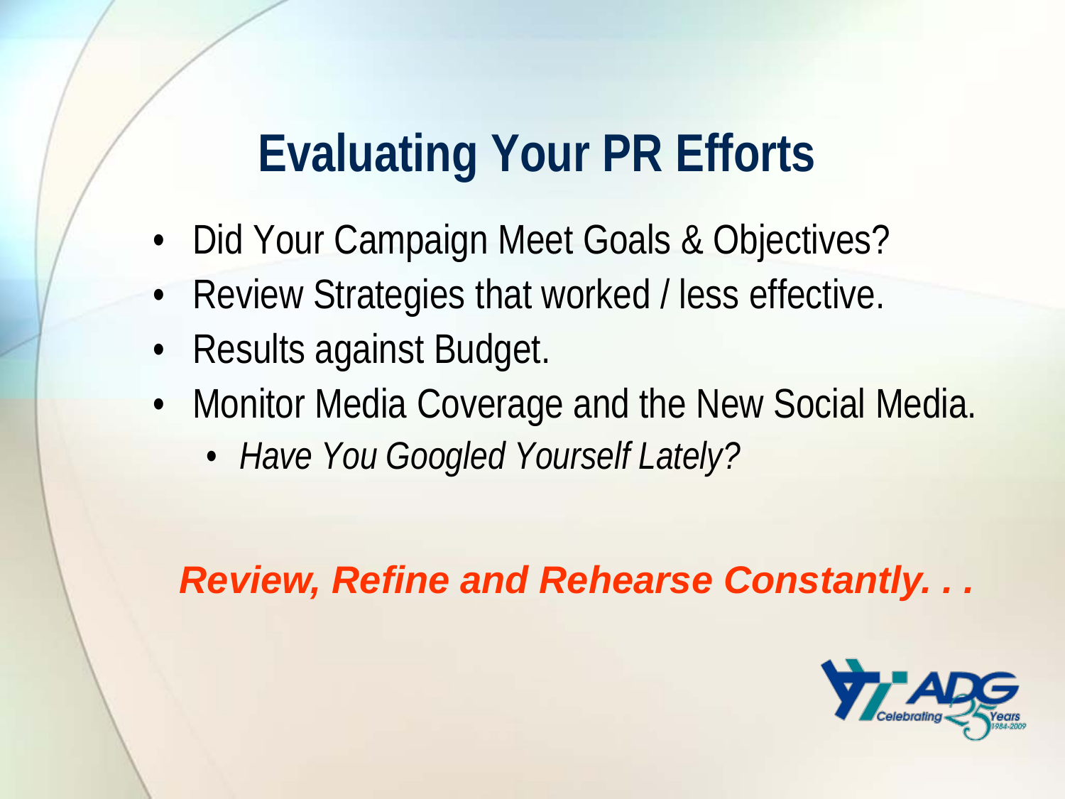# Evaluating Your PR Efforts

- Did Your Campaign Meet Goals & Objectives?
- Review Strategies that worked / less effective.
- Results against Budget.
- Monitor Media Coverage and the New Social Media.
  - *Have You Googled Yourself Lately?*

***Review, Refine and Rehearse Constantly. . .***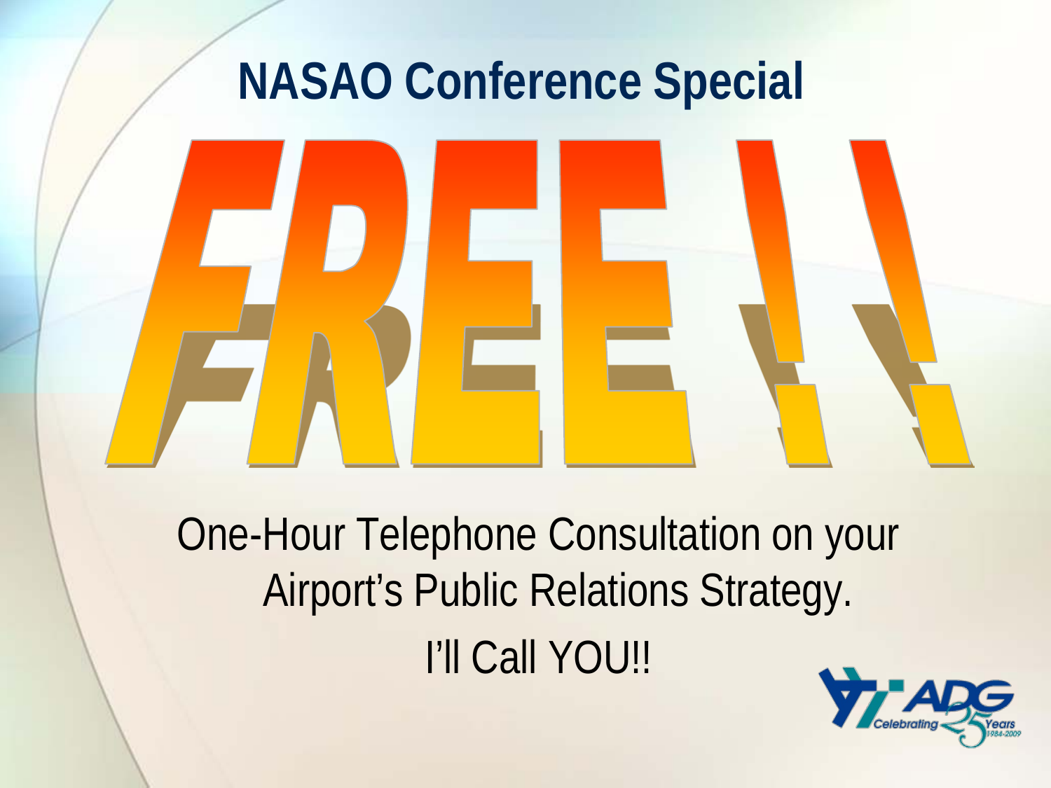# NASAO Conference Special

# FREE ! !

One-Hour Telephone Consultation on your Airport's Public Relations Strategy.

I'll Call YOU!!

ADG Celebrating 25 Years 1984-2009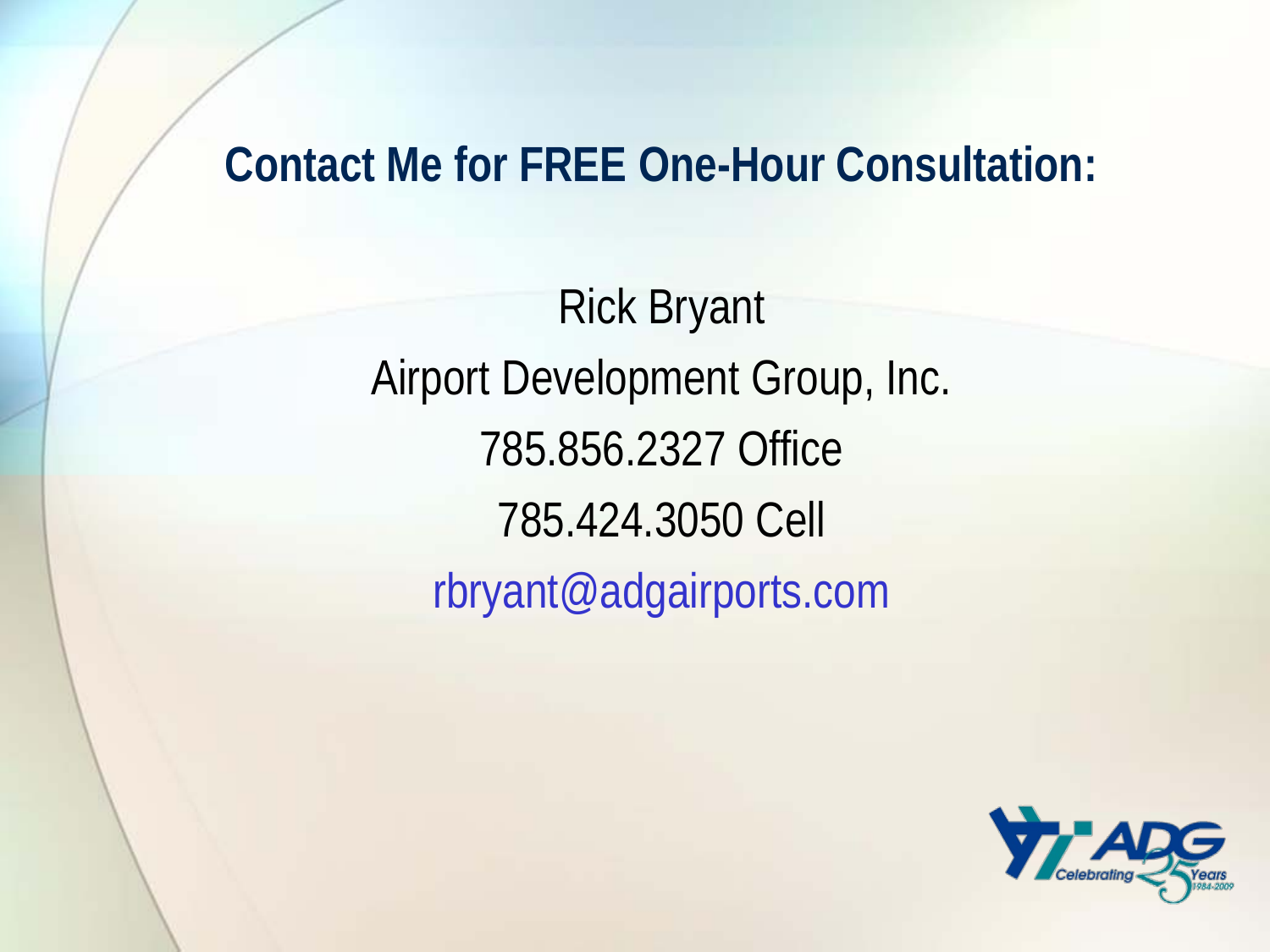## Contact Me for FREE One-Hour Consultation:

Rick Bryant

Airport Development Group, Inc.

785.856.2327 Office

785.424.3050 Cell

rbryant@adgairports.com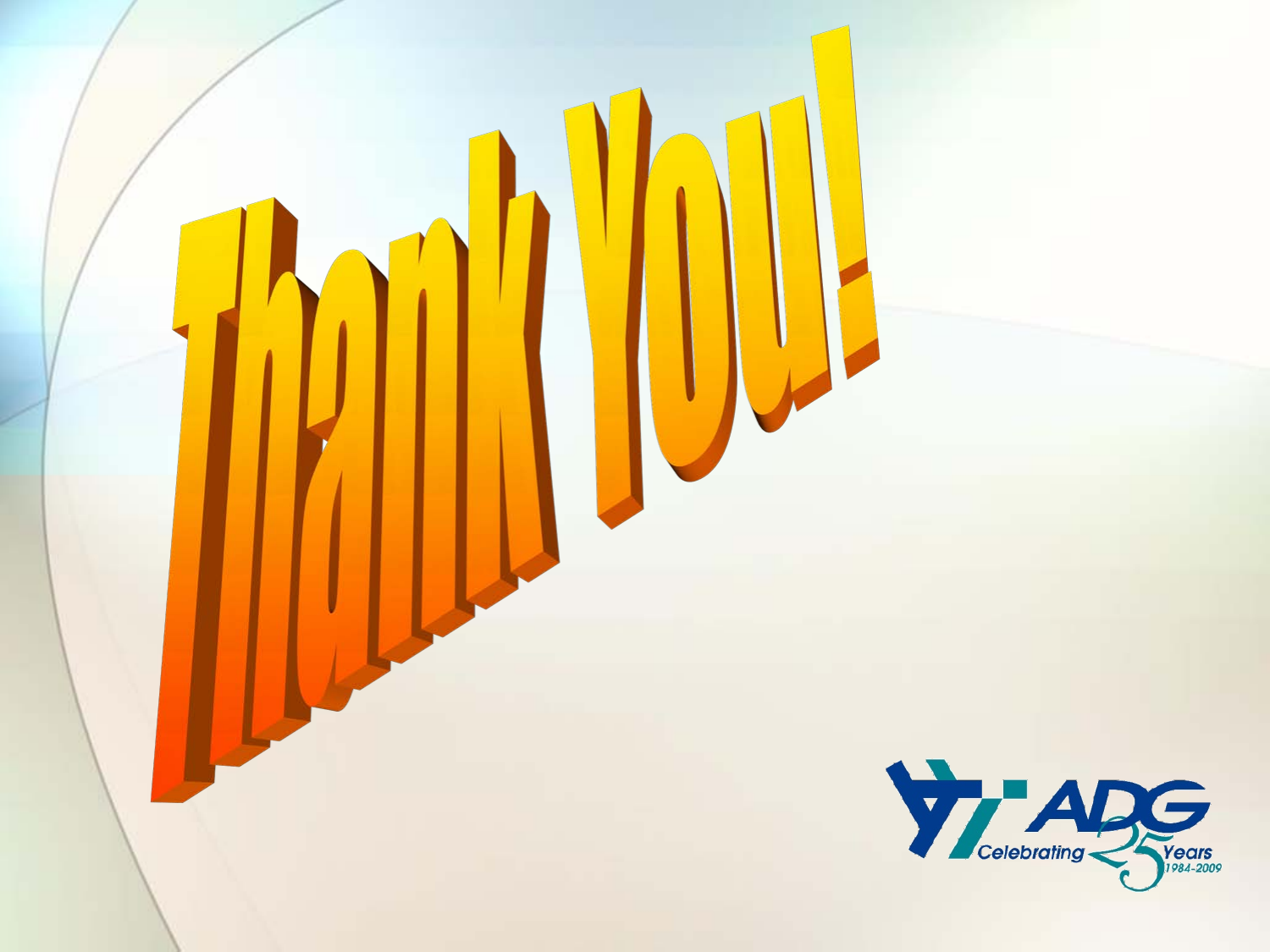# Thank You!

ADG

Celebrating 25 Years

1984-2009